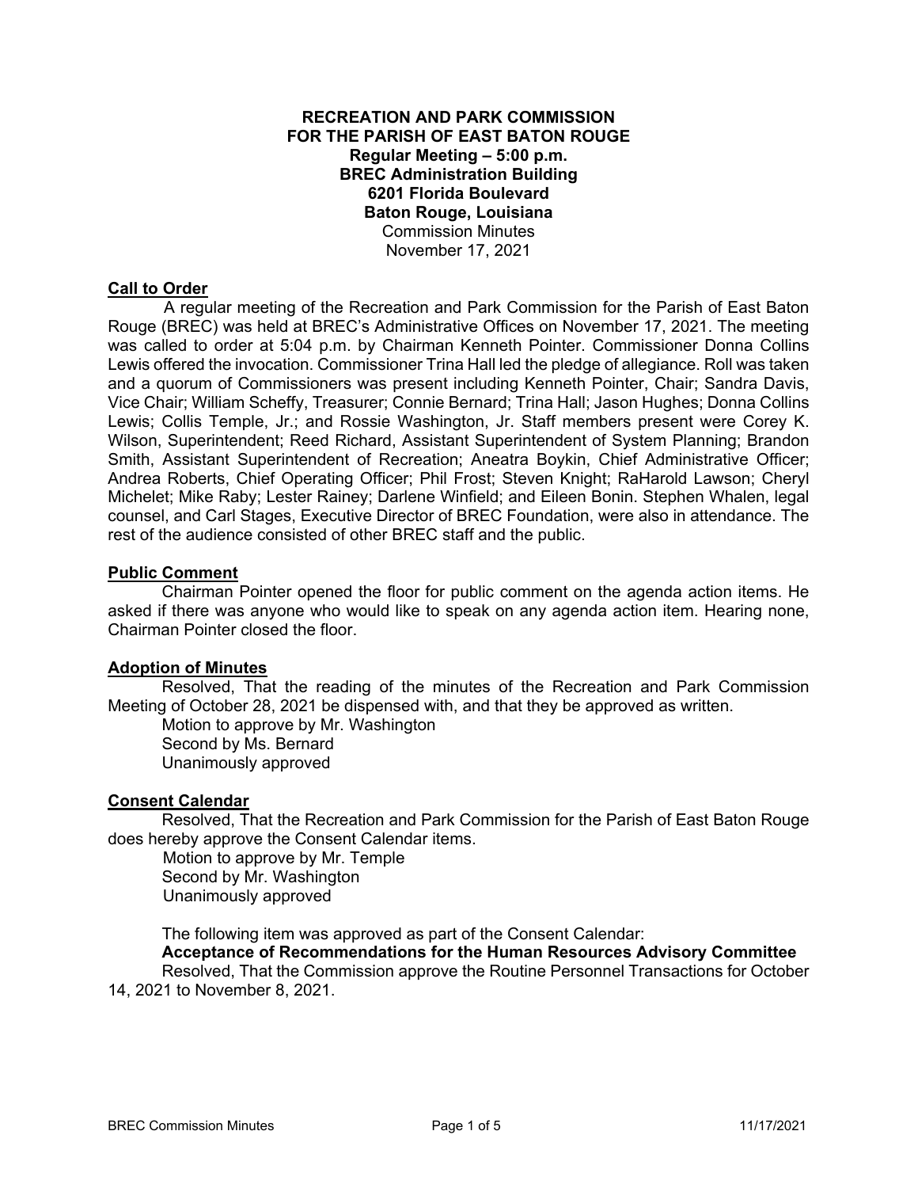**RECREATION AND PARK COMMISSION**
**FOR THE PARISH OF EAST BATON ROUGE**
**Regular Meeting – 5:00 p.m.**
**BREC Administration Building**
**6201 Florida Boulevard**
**Baton Rouge, Louisiana**
Commission Minutes
November 17, 2021

## Call to Order

A regular meeting of the Recreation and Park Commission for the Parish of East Baton Rouge (BREC) was held at BREC's Administrative Offices on November 17, 2021. The meeting was called to order at 5:04 p.m. by Chairman Kenneth Pointer. Commissioner Donna Collins Lewis offered the invocation. Commissioner Trina Hall led the pledge of allegiance. Roll was taken and a quorum of Commissioners was present including Kenneth Pointer, Chair; Sandra Davis, Vice Chair; William Scheffy, Treasurer; Connie Bernard; Trina Hall; Jason Hughes; Donna Collins Lewis; Collis Temple, Jr.; and Rossie Washington, Jr. Staff members present were Corey K. Wilson, Superintendent; Reed Richard, Assistant Superintendent of System Planning; Brandon Smith, Assistant Superintendent of Recreation; Aneatra Boykin, Chief Administrative Officer; Andrea Roberts, Chief Operating Officer; Phil Frost; Steven Knight; RaHarold Lawson; Cheryl Michelet; Mike Raby; Lester Rainey; Darlene Winfield; and Eileen Bonin. Stephen Whalen, legal counsel, and Carl Stages, Executive Director of BREC Foundation, were also in attendance. The rest of the audience consisted of other BREC staff and the public.

## Public Comment

Chairman Pointer opened the floor for public comment on the agenda action items. He asked if there was anyone who would like to speak on any agenda action item. Hearing none, Chairman Pointer closed the floor.

## Adoption of Minutes

Resolved, That the reading of the minutes of the Recreation and Park Commission Meeting of October 28, 2021 be dispensed with, and that they be approved as written.

Motion to approve by Mr. Washington
Second by Ms. Bernard
Unanimously approved

## Consent Calendar

Resolved, That the Recreation and Park Commission for the Parish of East Baton Rouge does hereby approve the Consent Calendar items.

Motion to approve by Mr. Temple
Second by Mr. Washington
Unanimously approved

The following item was approved as part of the Consent Calendar:

**Acceptance of Recommendations for the Human Resources Advisory Committee**

Resolved, That the Commission approve the Routine Personnel Transactions for October 14, 2021 to November 8, 2021.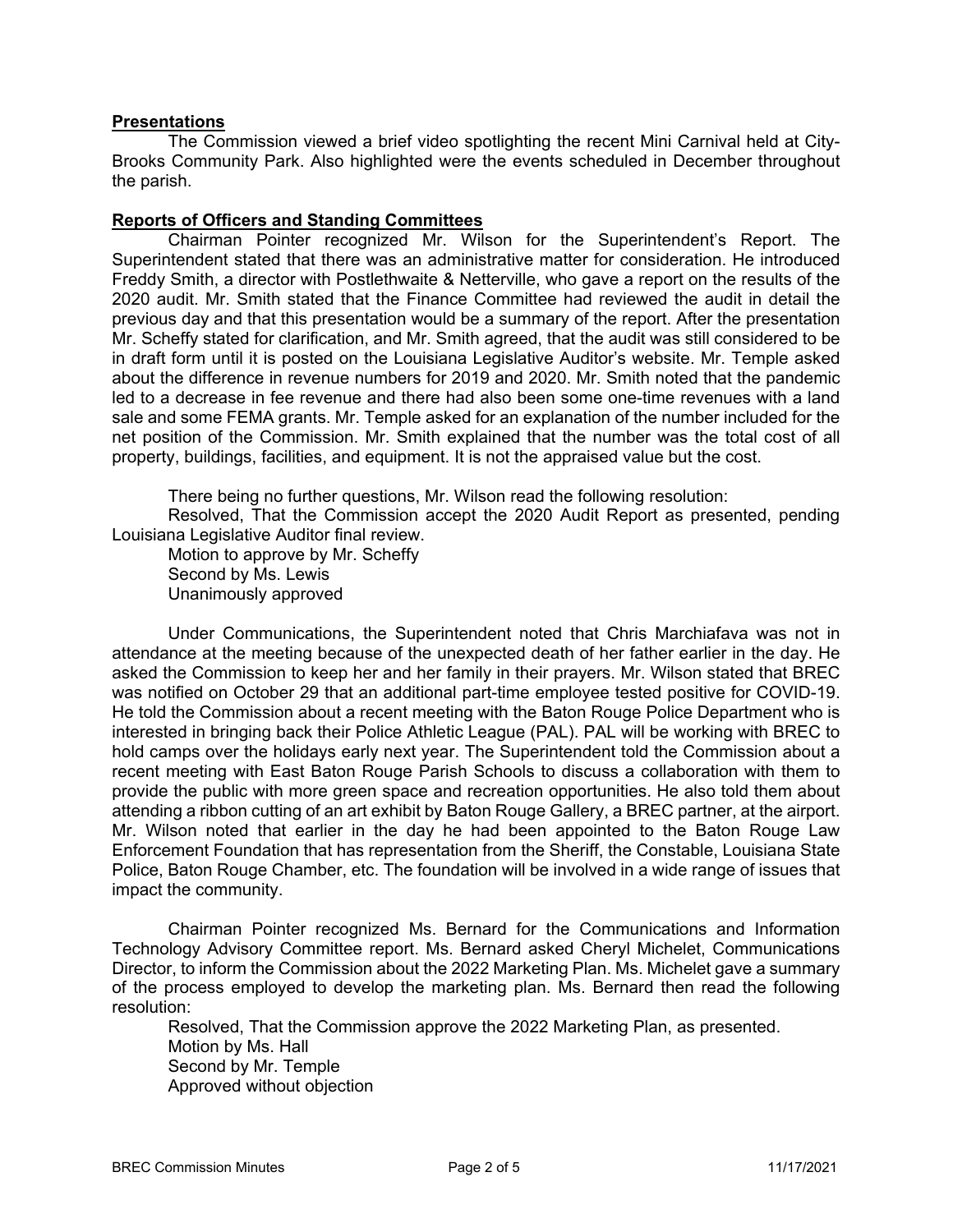**Presentations**

The Commission viewed a brief video spotlighting the recent Mini Carnival held at City-Brooks Community Park. Also highlighted were the events scheduled in December throughout the parish.

**Reports of Officers and Standing Committees**

Chairman Pointer recognized Mr. Wilson for the Superintendent's Report. The Superintendent stated that there was an administrative matter for consideration. He introduced Freddy Smith, a director with Postlethwaite & Netterville, who gave a report on the results of the 2020 audit. Mr. Smith stated that the Finance Committee had reviewed the audit in detail the previous day and that this presentation would be a summary of the report. After the presentation Mr. Scheffy stated for clarification, and Mr. Smith agreed, that the audit was still considered to be in draft form until it is posted on the Louisiana Legislative Auditor's website. Mr. Temple asked about the difference in revenue numbers for 2019 and 2020. Mr. Smith noted that the pandemic led to a decrease in fee revenue and there had also been some one-time revenues with a land sale and some FEMA grants. Mr. Temple asked for an explanation of the number included for the net position of the Commission. Mr. Smith explained that the number was the total cost of all property, buildings, facilities, and equipment. It is not the appraised value but the cost.

There being no further questions, Mr. Wilson read the following resolution:

Resolved, That the Commission accept the 2020 Audit Report as presented, pending Louisiana Legislative Auditor final review.

Motion to approve by Mr. Scheffy
Second by Ms. Lewis
Unanimously approved

Under Communications, the Superintendent noted that Chris Marchiafava was not in attendance at the meeting because of the unexpected death of her father earlier in the day. He asked the Commission to keep her and her family in their prayers. Mr. Wilson stated that BREC was notified on October 29 that an additional part-time employee tested positive for COVID-19. He told the Commission about a recent meeting with the Baton Rouge Police Department who is interested in bringing back their Police Athletic League (PAL). PAL will be working with BREC to hold camps over the holidays early next year. The Superintendent told the Commission about a recent meeting with East Baton Rouge Parish Schools to discuss a collaboration with them to provide the public with more green space and recreation opportunities. He also told them about attending a ribbon cutting of an art exhibit by Baton Rouge Gallery, a BREC partner, at the airport. Mr. Wilson noted that earlier in the day he had been appointed to the Baton Rouge Law Enforcement Foundation that has representation from the Sheriff, the Constable, Louisiana State Police, Baton Rouge Chamber, etc. The foundation will be involved in a wide range of issues that impact the community.

Chairman Pointer recognized Ms. Bernard for the Communications and Information Technology Advisory Committee report. Ms. Bernard asked Cheryl Michelet, Communications Director, to inform the Commission about the 2022 Marketing Plan. Ms. Michelet gave a summary of the process employed to develop the marketing plan. Ms. Bernard then read the following resolution:

Resolved, That the Commission approve the 2022 Marketing Plan, as presented.

Motion by Ms. Hall
Second by Mr. Temple
Approved without objection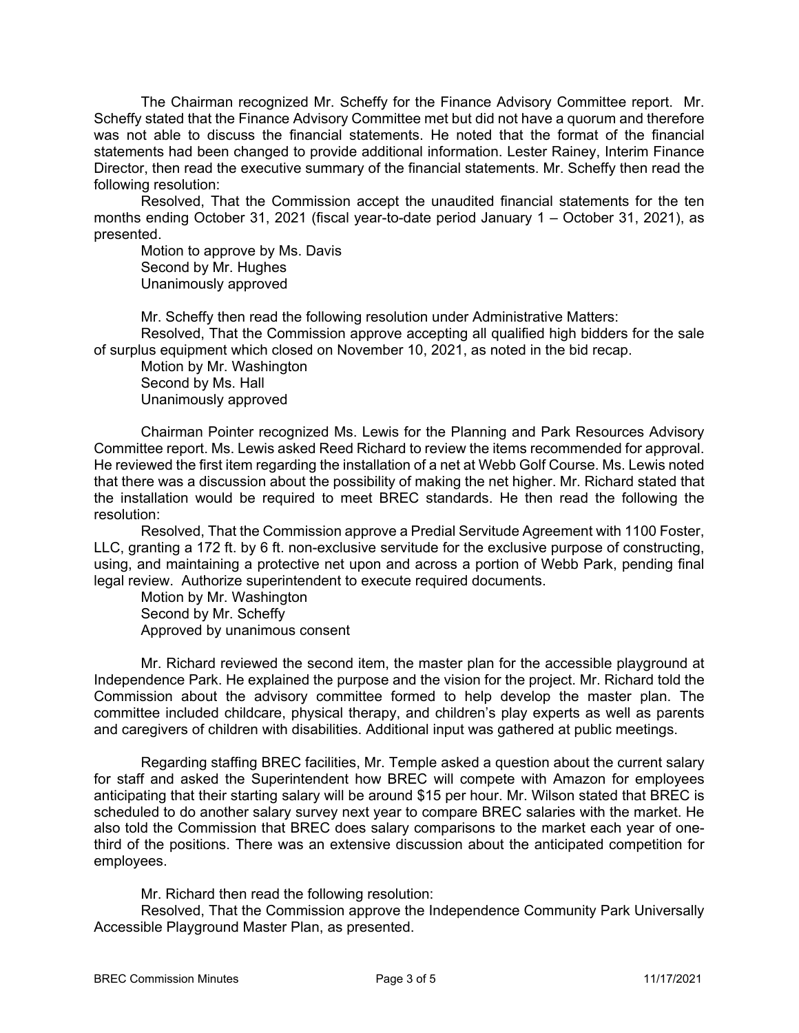The Chairman recognized Mr. Scheffy for the Finance Advisory Committee report. Mr. Scheffy stated that the Finance Advisory Committee met but did not have a quorum and therefore was not able to discuss the financial statements. He noted that the format of the financial statements had been changed to provide additional information. Lester Rainey, Interim Finance Director, then read the executive summary of the financial statements. Mr. Scheffy then read the following resolution:

Resolved, That the Commission accept the unaudited financial statements for the ten months ending October 31, 2021 (fiscal year-to-date period January 1 – October 31, 2021), as presented.

Motion to approve by Ms. Davis
Second by Mr. Hughes
Unanimously approved

Mr. Scheffy then read the following resolution under Administrative Matters:

Resolved, That the Commission approve accepting all qualified high bidders for the sale of surplus equipment which closed on November 10, 2021, as noted in the bid recap.

Motion by Mr. Washington
Second by Ms. Hall
Unanimously approved

Chairman Pointer recognized Ms. Lewis for the Planning and Park Resources Advisory Committee report. Ms. Lewis asked Reed Richard to review the items recommended for approval. He reviewed the first item regarding the installation of a net at Webb Golf Course. Ms. Lewis noted that there was a discussion about the possibility of making the net higher. Mr. Richard stated that the installation would be required to meet BREC standards. He then read the following the resolution:

Resolved, That the Commission approve a Predial Servitude Agreement with 1100 Foster, LLC, granting a 172 ft. by 6 ft. non-exclusive servitude for the exclusive purpose of constructing, using, and maintaining a protective net upon and across a portion of Webb Park, pending final legal review. Authorize superintendent to execute required documents.

Motion by Mr. Washington
Second by Mr. Scheffy
Approved by unanimous consent

Mr. Richard reviewed the second item, the master plan for the accessible playground at Independence Park. He explained the purpose and the vision for the project. Mr. Richard told the Commission about the advisory committee formed to help develop the master plan. The committee included childcare, physical therapy, and children's play experts as well as parents and caregivers of children with disabilities. Additional input was gathered at public meetings.

Regarding staffing BREC facilities, Mr. Temple asked a question about the current salary for staff and asked the Superintendent how BREC will compete with Amazon for employees anticipating that their starting salary will be around $15 per hour. Mr. Wilson stated that BREC is scheduled to do another salary survey next year to compare BREC salaries with the market. He also told the Commission that BREC does salary comparisons to the market each year of one-third of the positions. There was an extensive discussion about the anticipated competition for employees.

Mr. Richard then read the following resolution:

Resolved, That the Commission approve the Independence Community Park Universally Accessible Playground Master Plan, as presented.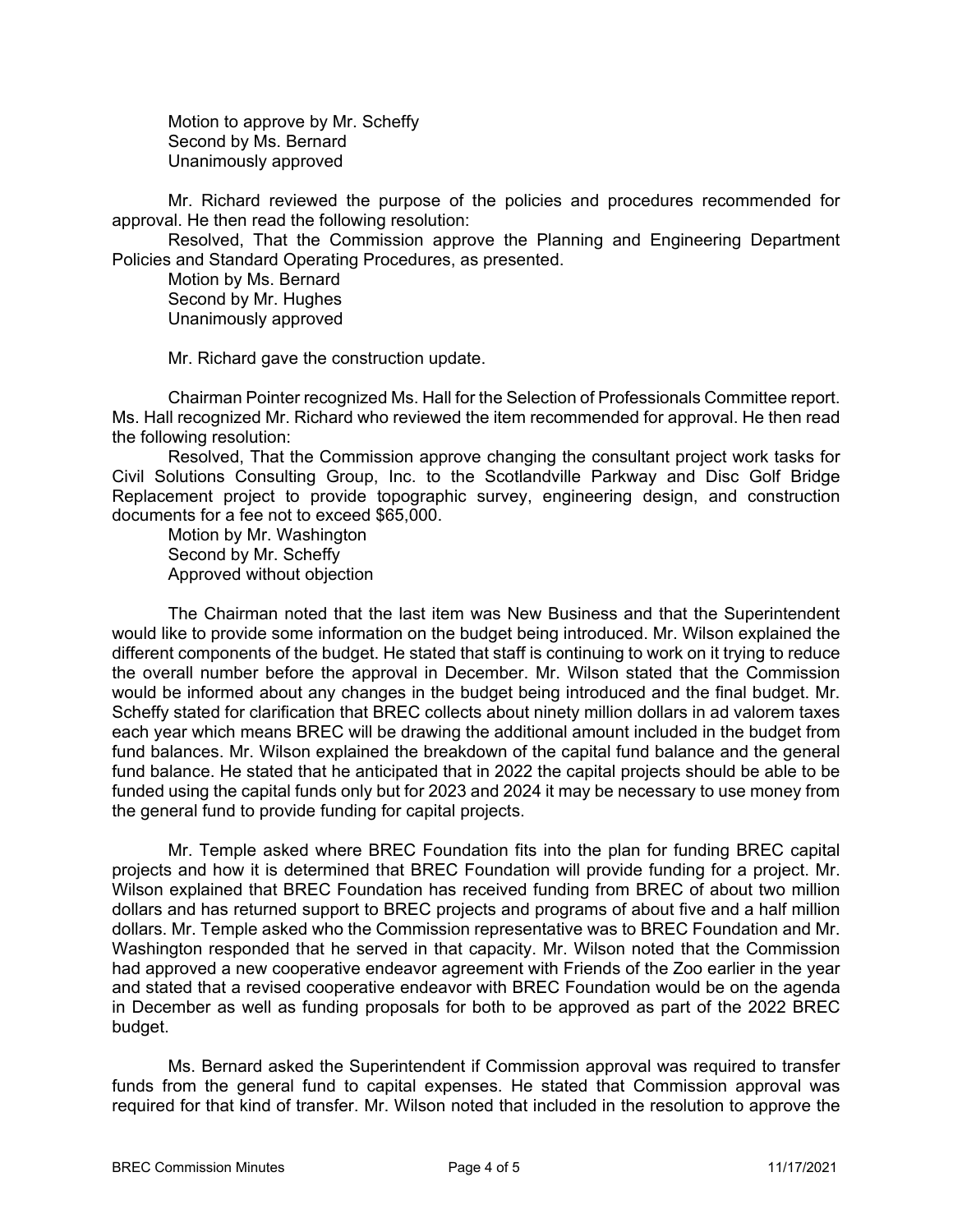Motion to approve by Mr. Scheffy
Second by Ms. Bernard
Unanimously approved

Mr. Richard reviewed the purpose of the policies and procedures recommended for approval. He then read the following resolution:

Resolved, That the Commission approve the Planning and Engineering Department Policies and Standard Operating Procedures, as presented.

Motion by Ms. Bernard
Second by Mr. Hughes
Unanimously approved

Mr. Richard gave the construction update.

Chairman Pointer recognized Ms. Hall for the Selection of Professionals Committee report. Ms. Hall recognized Mr. Richard who reviewed the item recommended for approval. He then read the following resolution:

Resolved, That the Commission approve changing the consultant project work tasks for Civil Solutions Consulting Group, Inc. to the Scotlandville Parkway and Disc Golf Bridge Replacement project to provide topographic survey, engineering design, and construction documents for a fee not to exceed $65,000.

Motion by Mr. Washington
Second by Mr. Scheffy
Approved without objection

The Chairman noted that the last item was New Business and that the Superintendent would like to provide some information on the budget being introduced. Mr. Wilson explained the different components of the budget. He stated that staff is continuing to work on it trying to reduce the overall number before the approval in December. Mr. Wilson stated that the Commission would be informed about any changes in the budget being introduced and the final budget. Mr. Scheffy stated for clarification that BREC collects about ninety million dollars in ad valorem taxes each year which means BREC will be drawing the additional amount included in the budget from fund balances. Mr. Wilson explained the breakdown of the capital fund balance and the general fund balance. He stated that he anticipated that in 2022 the capital projects should be able to be funded using the capital funds only but for 2023 and 2024 it may be necessary to use money from the general fund to provide funding for capital projects.

Mr. Temple asked where BREC Foundation fits into the plan for funding BREC capital projects and how it is determined that BREC Foundation will provide funding for a project. Mr. Wilson explained that BREC Foundation has received funding from BREC of about two million dollars and has returned support to BREC projects and programs of about five and a half million dollars. Mr. Temple asked who the Commission representative was to BREC Foundation and Mr. Washington responded that he served in that capacity. Mr. Wilson noted that the Commission had approved a new cooperative endeavor agreement with Friends of the Zoo earlier in the year and stated that a revised cooperative endeavor with BREC Foundation would be on the agenda in December as well as funding proposals for both to be approved as part of the 2022 BREC budget.

Ms. Bernard asked the Superintendent if Commission approval was required to transfer funds from the general fund to capital expenses. He stated that Commission approval was required for that kind of transfer. Mr. Wilson noted that included in the resolution to approve the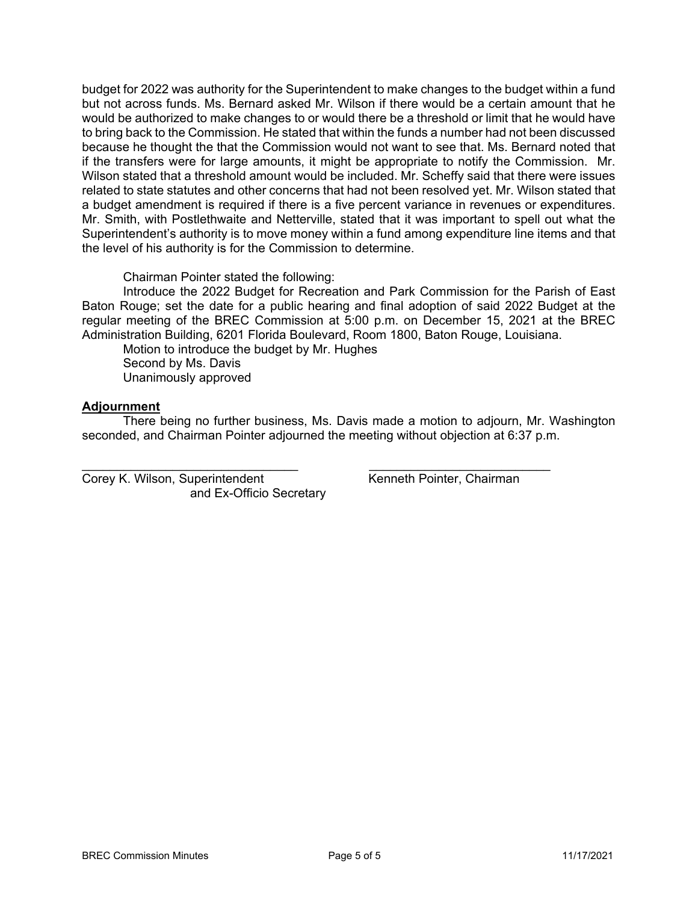budget for 2022 was authority for the Superintendent to make changes to the budget within a fund but not across funds. Ms. Bernard asked Mr. Wilson if there would be a certain amount that he would be authorized to make changes to or would there be a threshold or limit that he would have to bring back to the Commission. He stated that within the funds a number had not been discussed because he thought the that the Commission would not want to see that. Ms. Bernard noted that if the transfers were for large amounts, it might be appropriate to notify the Commission. Mr. Wilson stated that a threshold amount would be included. Mr. Scheffy said that there were issues related to state statutes and other concerns that had not been resolved yet. Mr. Wilson stated that a budget amendment is required if there is a five percent variance in revenues or expenditures. Mr. Smith, with Postlethwaite and Netterville, stated that it was important to spell out what the Superintendent's authority is to move money within a fund among expenditure line items and that the level of his authority is for the Commission to determine.

Chairman Pointer stated the following:

Introduce the 2022 Budget for Recreation and Park Commission for the Parish of East Baton Rouge; set the date for a public hearing and final adoption of said 2022 Budget at the regular meeting of the BREC Commission at 5:00 p.m. on December 15, 2021 at the BREC Administration Building, 6201 Florida Boulevard, Room 1800, Baton Rouge, Louisiana.

Motion to introduce the budget by Mr. Hughes
Second by Ms. Davis
Unanimously approved

**Adjournment**

There being no further business, Ms. Davis made a motion to adjourn, Mr. Washington seconded, and Chairman Pointer adjourned the meeting without objection at 6:37 p.m.

\_\_\_\_\_\_\_\_\_\_\_\_\_\_\_\_\_\_\_\_\_\_\_\_\_\_\_\_\_\_
Corey K. Wilson, Superintendent
and Ex-Officio Secretary

\_\_\_\_\_\_\_\_\_\_\_\_\_\_\_\_\_\_\_\_\_\_\_\_\_\_\_\_\_\_
Kenneth Pointer, Chairman